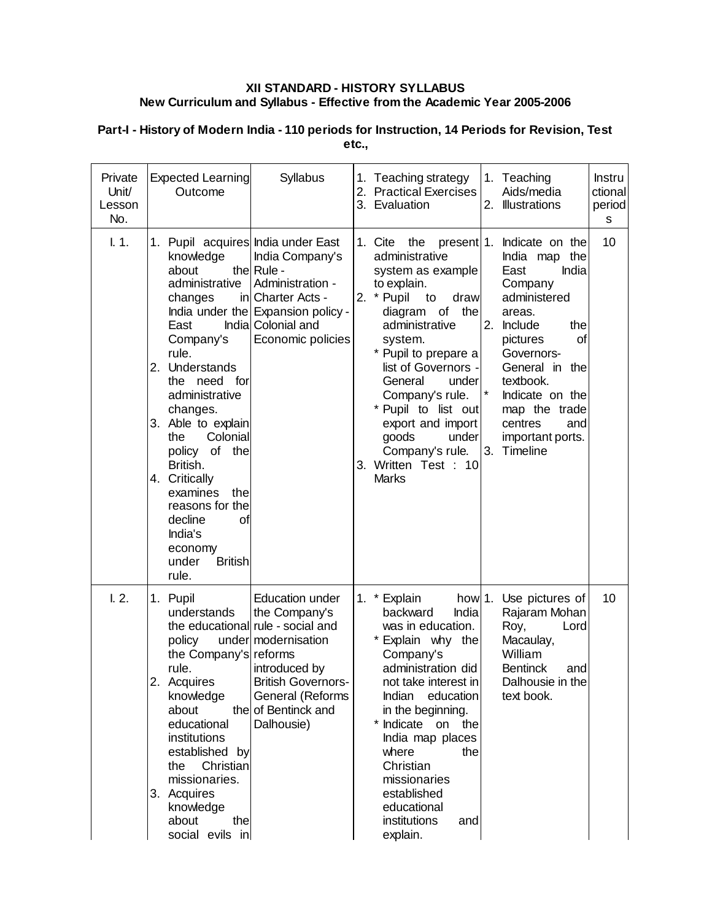**XII STANDARD - HISTORY SYLLABUS**
**New Curriculum and Syllabus - Effective from the Academic Year 2005-2006**

**Part-I - History of Modern India - 110 periods for Instruction, 14 Periods for Revision, Test etc.,**

| Private Unit/ Lesson No. | Expected Learning Outcome | Syllabus | 1. Teaching strategy 2. Practical Exercises 3. Evaluation | 1. Teaching Aids/media 2. Illustrations | Instructional periods |
|---|---|---|---|---|---|
| I. 1. | 1. Pupil acquires knowledge about the administrative changes in India under the East India Company's rule. 2. Understands the need for administrative changes. 3. Able to explain the Colonial policy of the British. 4. Critically examines the reasons for the decline of India's economy under British rule. | India under East India Company's Rule - Administration - Charter Acts - Expansion policy - Colonial and Economic policies | 1. Cite the present administrative system as example to explain. 2. * Pupil to draw diagram of the administrative system. * Pupil to prepare a list of Governors - General under Company's rule. * Pupil to list out export and import goods under Company's rule. 3. Written Test : 10 Marks | 1. Indicate on the India map the East India Company administered areas. 2. Include the pictures of Governors-General in the textbook. * Indicate on the map the trade centres and important ports. 3. Timeline | 10 |
| I. 2. | 1. Pupil understands the educational policy under the Company's rule. 2. Acquires knowledge about the educational institutions established by the Christian missionaries. 3. Acquires knowledge about the social evils in | Education under the Company's rule - social and modernisation reforms introduced by British Governors-General (Reforms of Bentinck and Dalhousie) | 1. * Explain how backward India was in education. * Explain why the Company's administration did not take interest in Indian education in the beginning. * Indicate on the India map places where the Christian missionaries established educational institutions and explain. | 1. Use pictures of Rajaram Mohan Roy, Lord Macaulay, William Bentinck and Dalhousie in the text book. | 10 |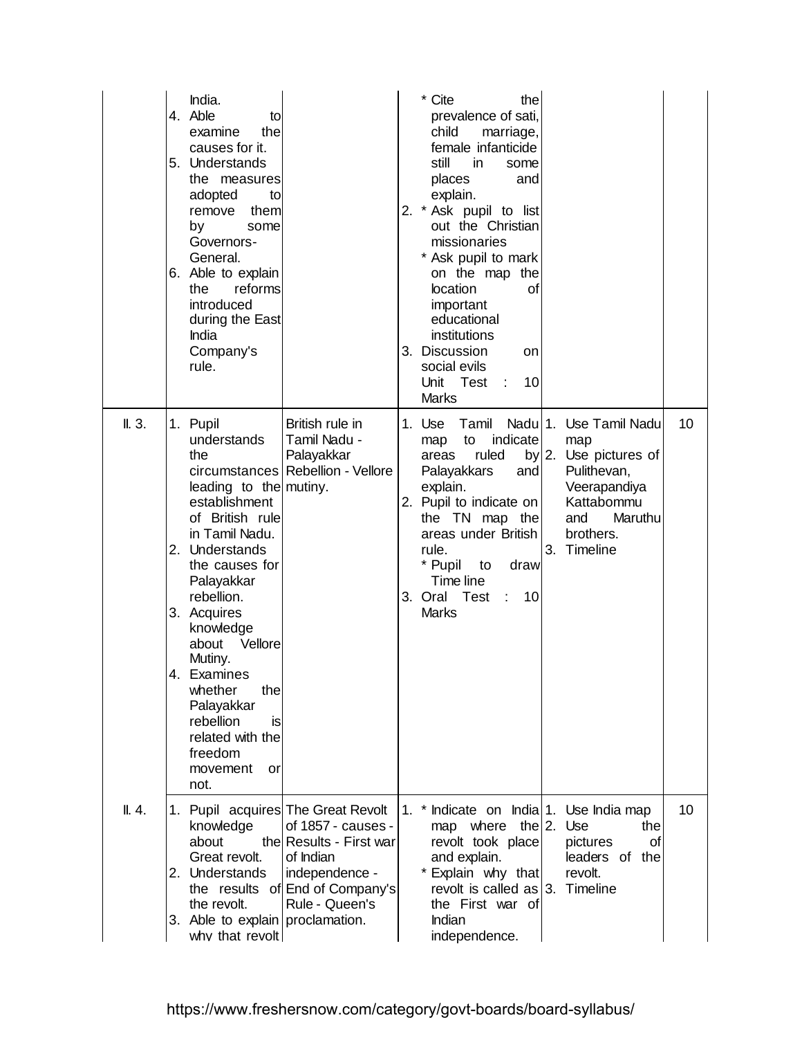| | | | | | |
|---|---|---|---|---|---|
| | India.<br>4. Able to examine the causes for it.<br>5. Understands the measures adopted to remove them by some Governors-General.<br>6. Able to explain the reforms introduced during the East India Company's rule. | | * Cite the prevalence of sati, child marriage, female infanticide still in some places and explain.<br>2. * Ask pupil to list out the Christian missionaries<br>* Ask pupil to mark on the map the location of important educational institutions<br>3. Discussion on social evils<br>Unit Test : 10 Marks | | |
| II. 3. | 1. Pupil understands the circumstances leading to the establishment of British rule in Tamil Nadu.<br>2. Understands the causes for Palayakkar rebellion.<br>3. Acquires knowledge about Vellore Mutiny.<br>4. Examines whether the Palayakkar rebellion is related with the freedom movement or not. | British rule in Tamil Nadu - Palayakkar Rebellion - Vellore mutiny. | 1. Use Tamil Nadu map to indicate areas ruled by Palayakkars and explain.<br>2. Pupil to indicate on the TN map the areas under British rule.<br>* Pupil to draw Time line<br>3. Oral Test : 10 Marks | 1. Use Tamil Nadu map<br>2. Use pictures of Pulithevan, Veerapandiya Kattabommu and Maruthu brothers.<br>3. Timeline | 10 |
| II. 4. | 1. Pupil acquires knowledge about the Great revolt.<br>2. Understands the results of the revolt.<br>3. Able to explain why that revolt | The Great Revolt of 1857 - causes - Results - First war of Indian independence - End of Company's Rule - Queen's proclamation. | 1. * Indicate on India map where the revolt took place and explain.<br>* Explain why that revolt is called as the First war of Indian independence. | 1. Use India map<br>2. Use the pictures of leaders of the revolt.<br>3. Timeline | 10 |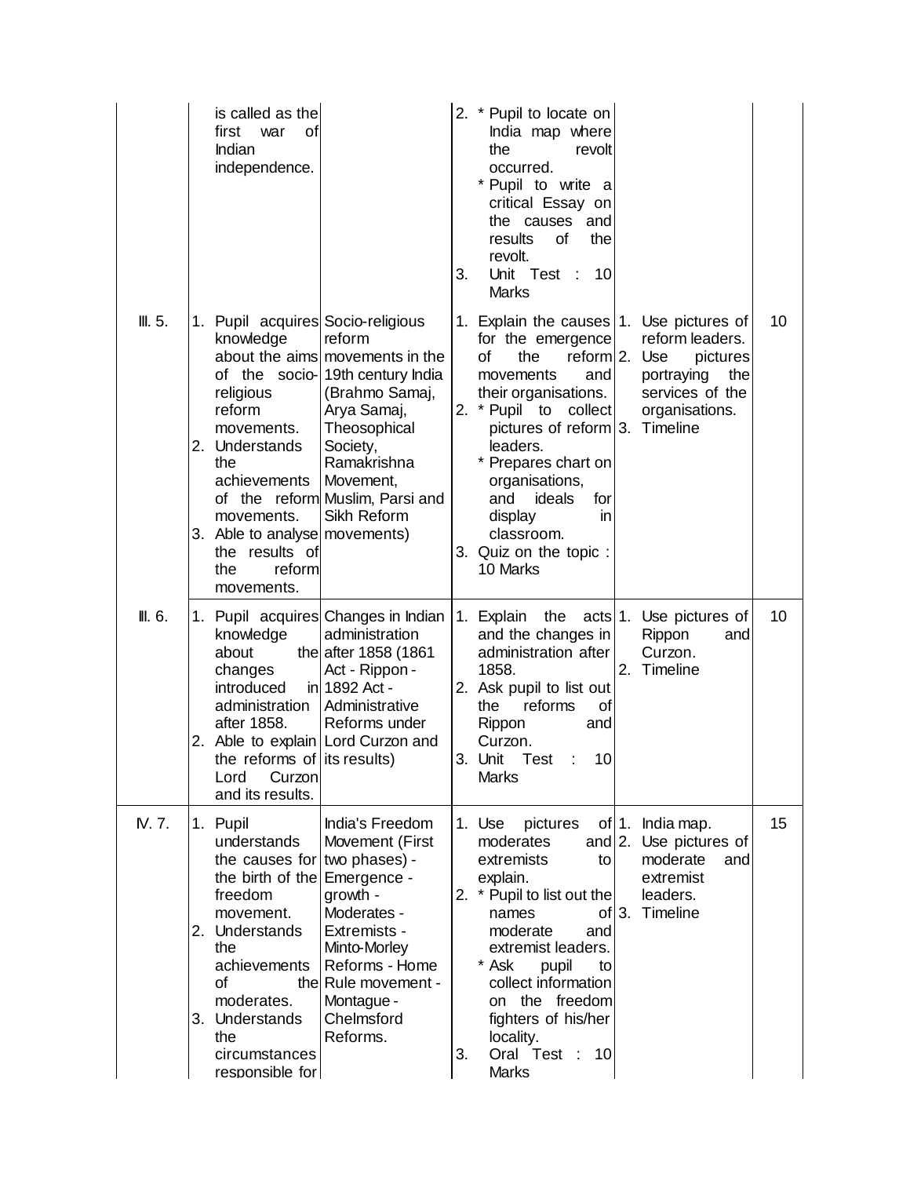| | | | | | |
|---|---|---|---|---|---|
| | is called as the first war of Indian independence. | | 2. * Pupil to locate on India map where the revolt occurred.<br>* Pupil to write a critical Essay on the causes and results of the revolt.<br>3. Unit Test : 10 Marks | | |
| III. 5. | 1. Pupil acquires knowledge about the aims of the socio-religious reform movements.<br>2. Understands the achievements of the reform movements.<br>3. Able to analyse the results of the reform movements. | Socio-religious reform movements in the 19th century India (Brahmo Samaj, Arya Samaj, Theosophical Society, Ramakrishna Movement, Muslim, Parsi and Sikh Reform movements) | 1. Explain the causes for the emergence of the reform movements and their organisations.<br>2. * Pupil to collect pictures of reform leaders.<br>* Prepares chart on organisations, and ideals for display in classroom.<br>3. Quiz on the topic : 10 Marks | 1. Use pictures of reform leaders.<br>2. Use pictures portraying the services of the organisations.<br>3. Timeline | 10 |
| III. 6. | 1. Pupil acquires knowledge about the changes introduced in administration after 1858.<br>2. Able to explain the reforms of Lord Curzon and its results. | Changes in Indian administration after 1858 (1861 Act - Rippon - 1892 Act - Administrative Reforms under Lord Curzon and its results) | 1. Explain the acts and the changes in administration after 1858.<br>2. Ask pupil to list out the reforms of Rippon and Curzon.<br>3. Unit Test : 10 Marks | 1. Use pictures of Rippon and Curzon.<br>2. Timeline | 10 |
| IV. 7. | 1. Pupil understands the causes for the birth of the freedom movement.<br>2. Understands the achievements of the moderates.<br>3. Understands the circumstances responsible for | India's Freedom Movement (First two phases) - Emergence - growth - Moderates - Extremists - Minto-Morley Reforms - Home Rule movement - Montague - Chelmsford Reforms. | 1. Use pictures of moderates and extremists to explain.<br>2. * Pupil to list out the names of moderate and extremist leaders.<br>* Ask pupil to collect information on the freedom fighters of his/her locality.<br>3. Oral Test : 10 Marks | 1. India map.<br>2. Use pictures of moderate and extremist leaders.<br>3. Timeline | 15 |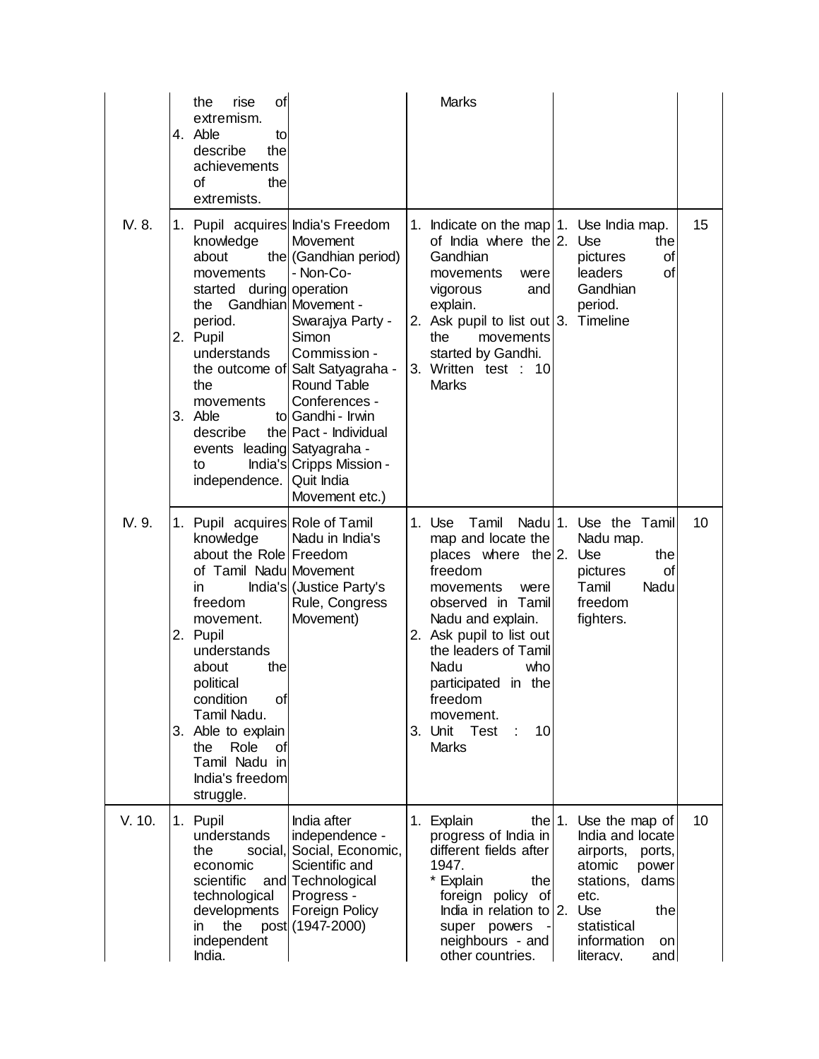| | | | | | |
|---|---|---|---|---|---|
| | the rise of extremism.<br>4. Able to describe the achievements of the extremists. | | Marks | | |
| IV. 8. | 1. Pupil acquires knowledge about the movements started during the Gandhian period.<br>2. Pupil understands the outcome of the movements<br>3. Able to describe the events leading to India's independence. | India's Freedom Movement (Gandhian period) - Non-Co-operation Movement - Swarajya Party - Simon Commission - Salt Satyagraha - Round Table Conferences - Gandhi - Irwin Pact - Individual Satyagraha - Cripps Mission - Quit India Movement etc.) | 1. Indicate on the map of India where the Gandhian movements were vigorous and explain.<br>2. Ask pupil to list out the movements started by Gandhi.<br>3. Written test : 10 Marks | 1. Use India map.<br>2. Use the pictures of leaders of Gandhian period.<br>3. Timeline | 15 |
| IV. 9. | 1. Pupil acquires knowledge about the Role of Tamil Nadu in India's freedom movement.<br>2. Pupil understands about the political condition of Tamil Nadu.<br>3. Able to explain the Role of Tamil Nadu in India's freedom struggle. | Role of Tamil Nadu in India's Freedom Movement (Justice Party's Rule, Congress Movement) | 1. Use Tamil Nadu map and locate the places where the freedom movements were observed in Tamil Nadu and explain.<br>2. Ask pupil to list out the leaders of Tamil Nadu who participated in the freedom movement.<br>3. Unit Test : 10 Marks | 1. Use the Tamil Nadu map.<br>2. Use the pictures of Tamil Nadu freedom fighters. | 10 |
| V. 10. | 1. Pupil understands the social, economic scientific and technological developments in the post independent India. | India after independence - Social, Economic, Scientific and Technological Progress - Foreign Policy (1947-2000) | 1. Explain the progress of India in different fields after 1947.<br>* Explain the foreign policy of India in relation to super powers - neighbours - and other countries. | 1. Use the map of India and locate airports, ports, atomic power stations, dams etc.<br>2. Use the statistical information on literacy, and | 10 |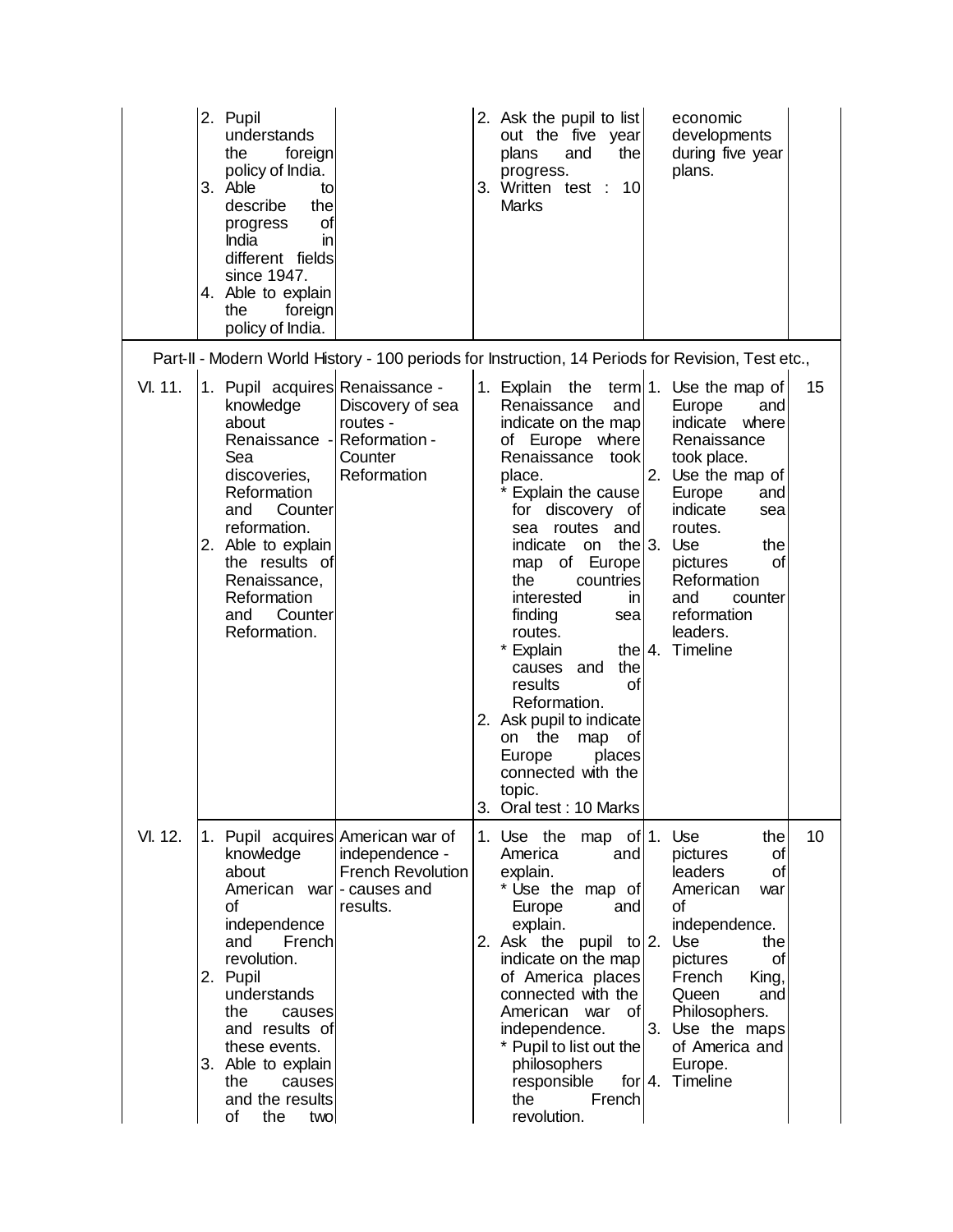| | | | | | |
|---|---|---|---|---|---|
| | 2. Pupil understands the foreign policy of India.<br>3. Able to describe the progress of India in different fields since 1947.<br>4. Able to explain the foreign policy of India. | | 2. Ask the pupil to list out the five year plans and the progress.<br>3. Written test : 10 Marks | economic developments during five year plans. | |

Part-II - Modern World History - 100 periods for Instruction, 14 Periods for Revision, Test etc.,

| | | | | | |
|---|---|---|---|---|---|
| VI. 11. | 1. Pupil acquires knowledge about Renaissance - Sea discoveries, Reformation and Counter reformation.<br>2. Able to explain the results of Renaissance, Reformation and Counter Reformation. | Renaissance - Discovery of sea routes - Reformation - Counter Reformation | 1. Explain the term Renaissance and indicate on the map of Europe where Renaissance took place.<br>* Explain the cause for discovery of sea routes and indicate on the map of Europe the countries interested in finding sea routes.<br>* Explain the causes and the results of Reformation.<br>2. Ask pupil to indicate on the map of Europe places connected with the topic.<br>3. Oral test : 10 Marks | 1. Use the map of Europe and indicate where Renaissance took place.<br>2. Use the map of Europe and indicate sea routes.<br>3. Use the pictures of Reformation and counter reformation leaders.<br>4. Timeline | 15 |
| VI. 12. | 1. Pupil acquires knowledge about American war of independence and French revolution.<br>2. Pupil understands the causes and results of these events.<br>3. Able to explain the causes and the results of the two | American war of independence - French Revolution - causes and results. | 1. Use the map of America and explain.<br>* Use the map of Europe and explain.<br>2. Ask the pupil to indicate on the map of America places connected with the American war of independence.<br>* Pupil to list out the philosophers responsible for the French revolution. | 1. Use the pictures of leaders of American war of independence.<br>2. Use the pictures of French King, Queen and Philosophers.<br>3. Use the maps of America and Europe.<br>4. Timeline | 10 |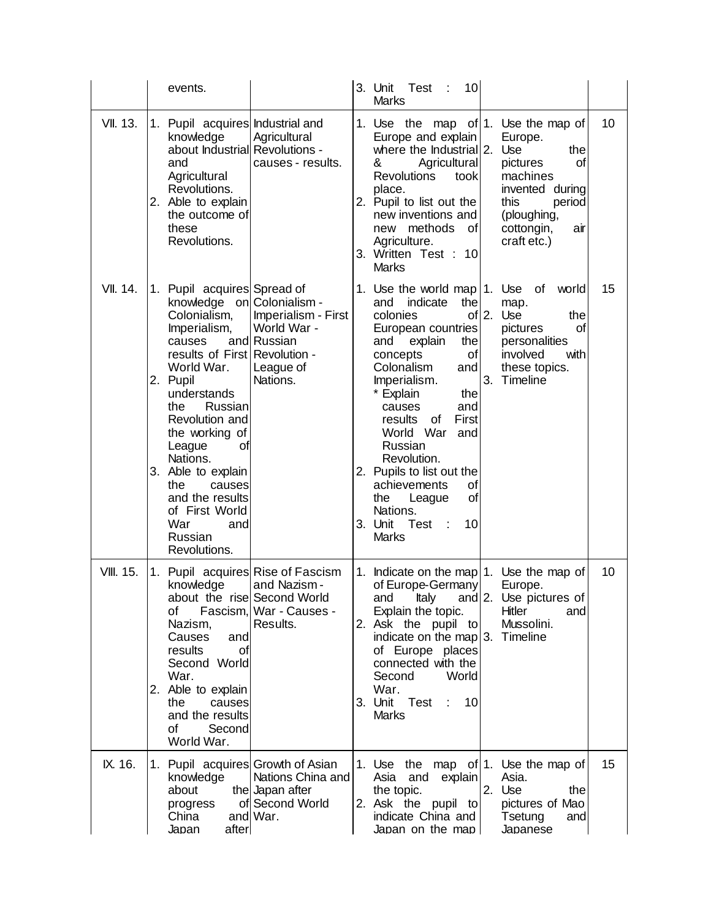| | | | | | |
|---|---|---|---|---|---|
| | events. | | 3. Unit Test : 10 Marks | | |
| VII. 13. | 1. Pupil acquires knowledge about Industrial and Agricultural Revolutions.<br>2. Able to explain the outcome of these Revolutions. | Industrial and Agricultural Revolutions - causes - results. | 1. Use the map of Europe and explain where the Industrial & Agricultural Revolutions took place.<br>2. Pupil to list out the new inventions and new methods of Agriculture.<br>3. Written Test : 10 Marks | 1. Use the map of Europe.<br>2. Use the pictures of machines invented during this period (ploughing, cottongin, air craft etc.) | 10 |
| VII. 14. | 1. Pupil acquires knowledge on Colonialism, Imperialism, causes and results of First World War.<br>2. Pupil understands the Russian Revolution and the working of League of Nations.<br>3. Able to explain the causes and the results of First World War and Russian Revolutions. | Spread of Colonialism - Imperialism - First World War - Russian Revolution - League of Nations. | 1. Use the world map and indicate the colonies of European countries and explain the concepts of Colonalism and Imperialism.<br>* Explain the causes and results of First World War and Russian Revolution.<br>2. Pupils to list out the achievements of the League of Nations.<br>3. Unit Test : 10 Marks | 1. Use of world map.<br>2. Use the pictures of personalities involved with these topics.<br>3. Timeline | 15 |
| VIII. 15. | 1. Pupil acquires knowledge about the rise of Fascism, Nazism, Causes and results of Second World War.<br>2. Able to explain the causes and the results of Second World War. | Rise of Fascism and Nazism - Second World War - Causes - Results. | 1. Indicate on the map of Europe-Germany and Italy and Explain the topic.<br>2. Ask the pupil to indicate on the map of Europe places connected with the Second World War.<br>3. Unit Test : 10 Marks | 1. Use the map of Europe.<br>2. Use pictures of Hitler and Mussolini.<br>3. Timeline | 10 |
| IX. 16. | 1. Pupil acquires knowledge about the progress of China and Japan after | Growth of Asian Nations China and Japan after Second World War. | 1. Use the map of Asia and explain the topic.<br>2. Ask the pupil to indicate China and Japan on the map | 1. Use the map of Asia.<br>2. Use the pictures of Mao Tsetung and Japanese | 15 |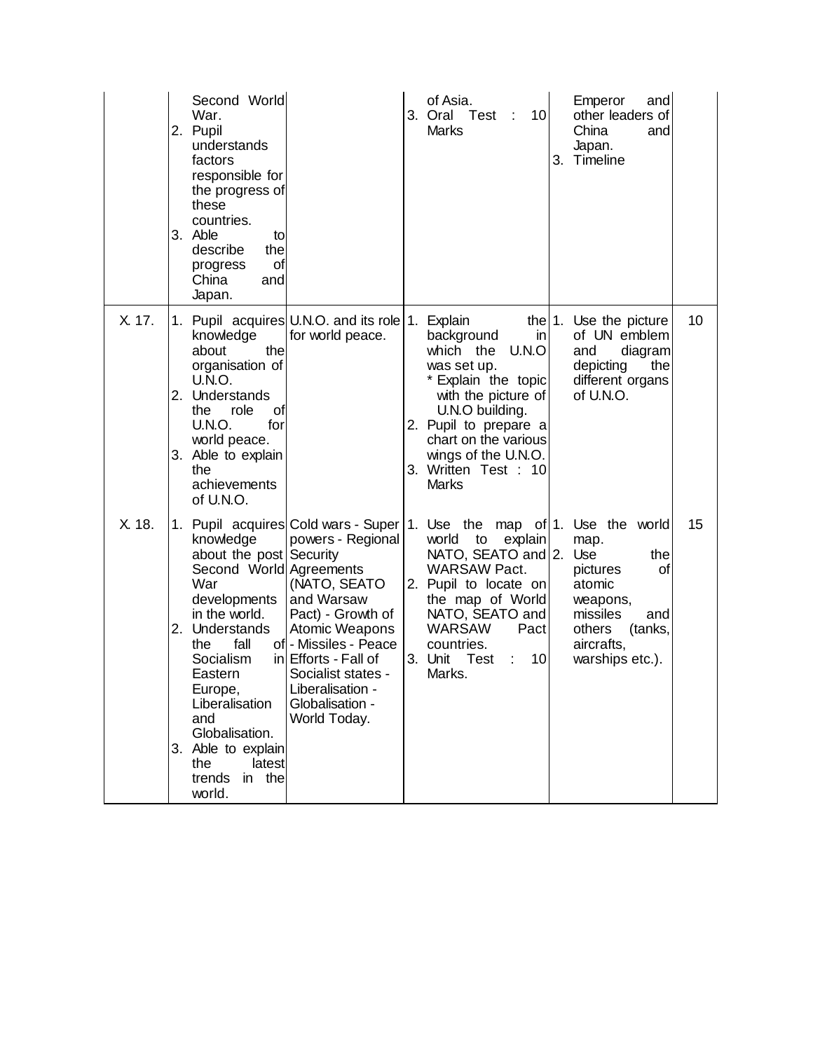| | | | | | |
|---|---|---|---|---|---|
| | Second World War. 2. Pupil understands factors responsible for the progress of these countries. 3. Able to describe the progress of China and Japan. | | of Asia. 3. Oral Test : 10 Marks | Emperor and other leaders of China and Japan. 3. Timeline | |
| X. 17. | 1. Pupil acquires knowledge about the organisation of U.N.O. 2. Understands the role of U.N.O. for world peace. 3. Able to explain the achievements of U.N.O. | U.N.O. and its role for world peace. | 1. Explain the background in which the U.N.O was set up. * Explain the topic with the picture of U.N.O building. 2. Pupil to prepare a chart on the various wings of the U.N.O. 3. Written Test : 10 Marks | 1. Use the picture of UN emblem and diagram depicting the different organs of U.N.O. | 10 |
| X. 18. | 1. Pupil acquires knowledge about the post Second World War developments in the world. 2. Understands the fall of Socialism in Eastern Europe, Liberalisation and Globalisation. 3. Able to explain the latest trends in the world. | Cold wars - Super powers - Regional Security Agreements (NATO, SEATO and Warsaw Pact) - Growth of Atomic Weapons - Missiles - Peace Efforts - Fall of Socialist states - Liberalisation - Globalisation - World Today. | 1. Use the map of world to explain NATO, SEATO and WARSAW Pact. 2. Pupil to locate on the map of World NATO, SEATO and WARSAW Pact countries. 3. Unit Test : 10 Marks. | 1. Use the world map. 2. Use the pictures of atomic weapons, missiles and others (tanks, aircrafts, warships etc.). | 15 |